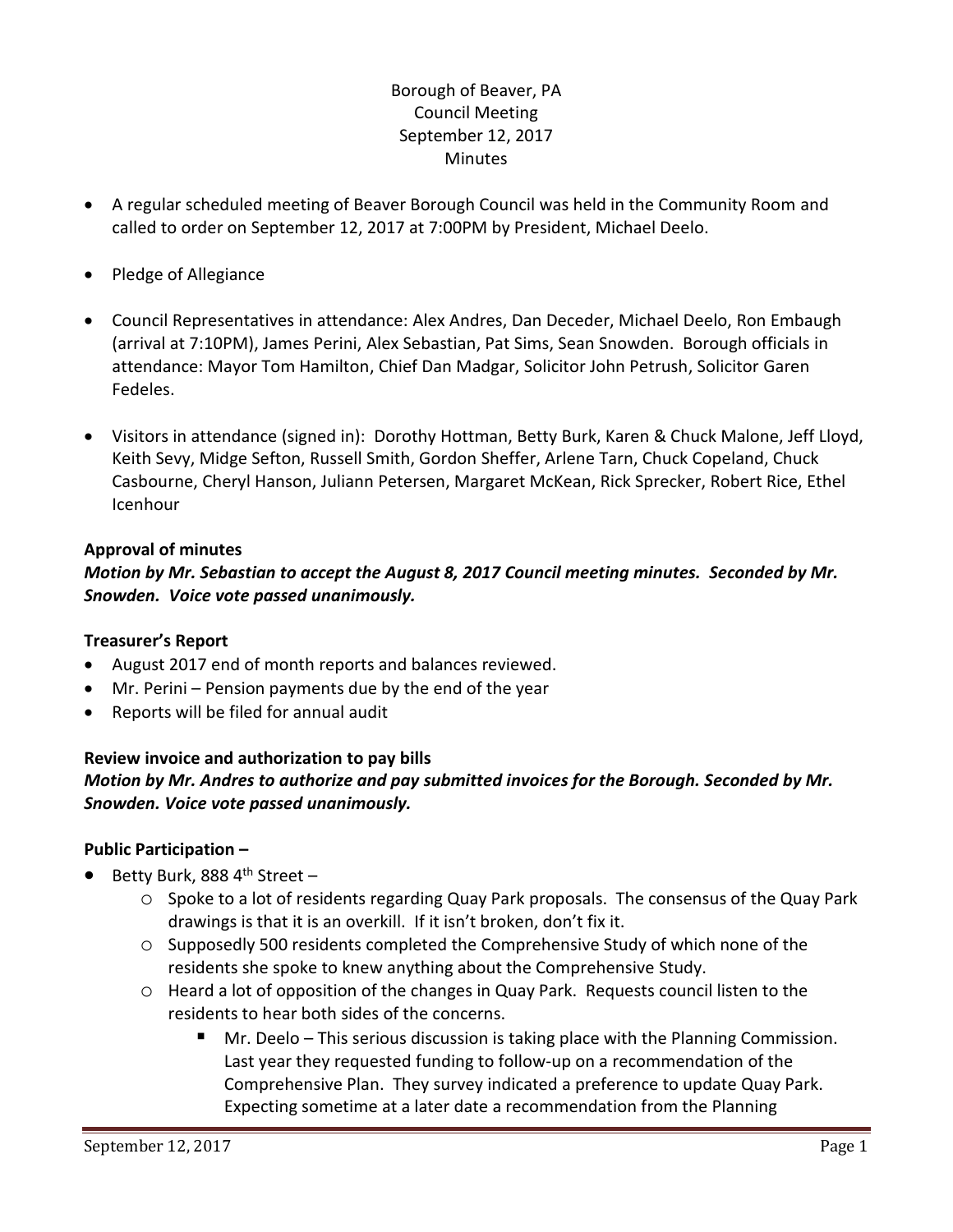Borough of Beaver, PA
Council Meeting
September 12, 2017
Minutes

- A regular scheduled meeting of Beaver Borough Council was held in the Community Room and called to order on September 12, 2017 at 7:00PM by President, Michael Deelo.
- Pledge of Allegiance
- Council Representatives in attendance: Alex Andres, Dan Deceder, Michael Deelo, Ron Embaugh (arrival at 7:10PM), James Perini, Alex Sebastian, Pat Sims, Sean Snowden. Borough officials in attendance: Mayor Tom Hamilton, Chief Dan Madgar, Solicitor John Petrush, Solicitor Garen Fedeles.
- Visitors in attendance (signed in): Dorothy Hottman, Betty Burk, Karen & Chuck Malone, Jeff Lloyd, Keith Sevy, Midge Sefton, Russell Smith, Gordon Sheffer, Arlene Tarn, Chuck Copeland, Chuck Casbourne, Cheryl Hanson, Juliann Petersen, Margaret McKean, Rick Sprecker, Robert Rice, Ethel Icenhour

**Approval of minutes**

***Motion by Mr. Sebastian to accept the August 8, 2017 Council meeting minutes. Seconded by Mr. Snowden. Voice vote passed unanimously.***

**Treasurer's Report**

- August 2017 end of month reports and balances reviewed.
- Mr. Perini – Pension payments due by the end of the year
- Reports will be filed for annual audit

**Review invoice and authorization to pay bills**

***Motion by Mr. Andres to authorize and pay submitted invoices for the Borough. Seconded by Mr. Snowden. Voice vote passed unanimously.***

**Public Participation –**

- Betty Burk, 888 4th Street –
  - Spoke to a lot of residents regarding Quay Park proposals. The consensus of the Quay Park drawings is that it is an overkill. If it isn't broken, don't fix it.
  - Supposedly 500 residents completed the Comprehensive Study of which none of the residents she spoke to knew anything about the Comprehensive Study.
  - Heard a lot of opposition of the changes in Quay Park. Requests council listen to the residents to hear both sides of the concerns.
    - Mr. Deelo – This serious discussion is taking place with the Planning Commission. Last year they requested funding to follow-up on a recommendation of the Comprehensive Plan. They survey indicated a preference to update Quay Park. Expecting sometime at a later date a recommendation from the Planning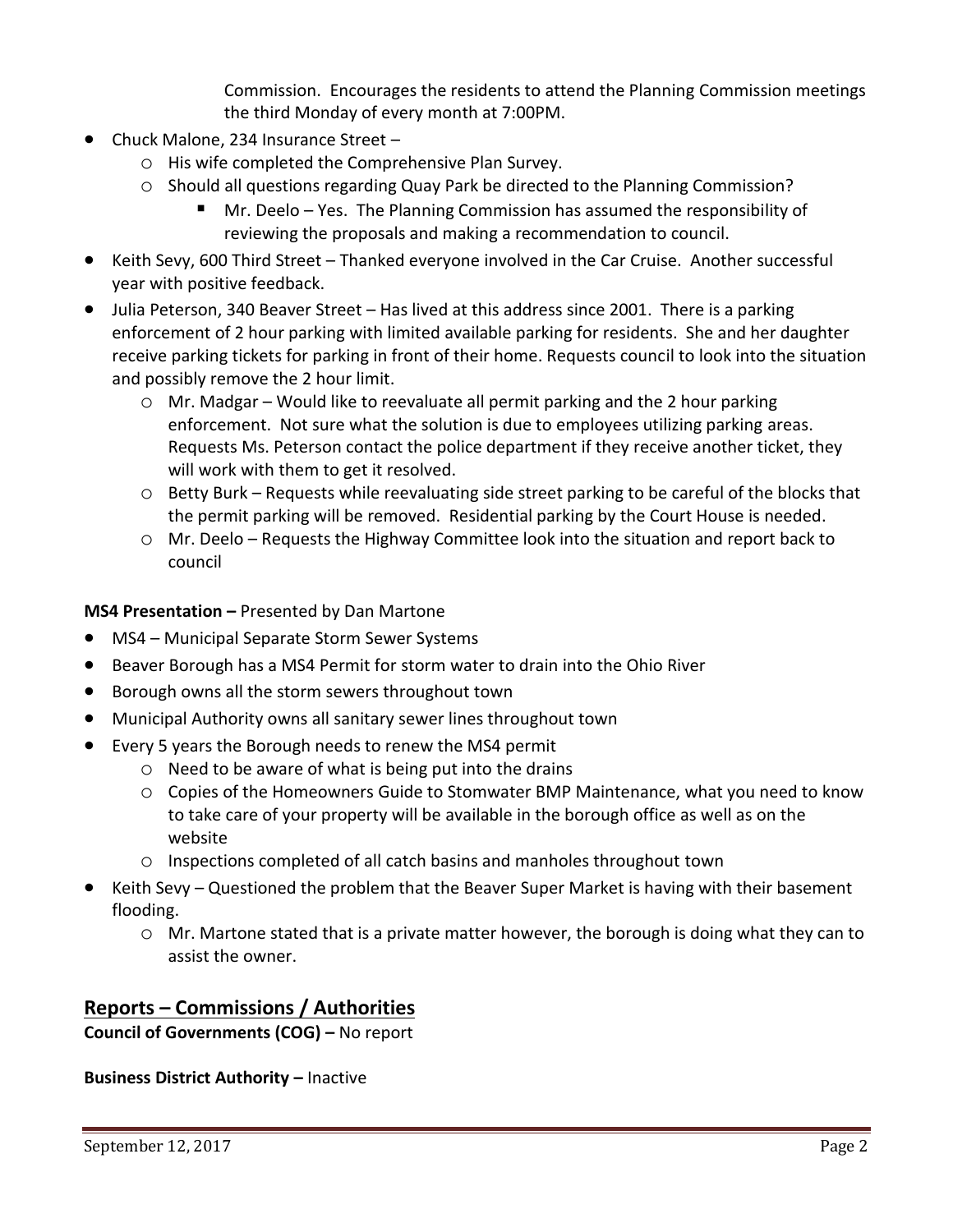Commission. Encourages the residents to attend the Planning Commission meetings the third Monday of every month at 7:00PM.

- Chuck Malone, 234 Insurance Street –
  - His wife completed the Comprehensive Plan Survey.
  - Should all questions regarding Quay Park be directed to the Planning Commission?
    - Mr. Deelo – Yes. The Planning Commission has assumed the responsibility of reviewing the proposals and making a recommendation to council.
- Keith Sevy, 600 Third Street – Thanked everyone involved in the Car Cruise. Another successful year with positive feedback.
- Julia Peterson, 340 Beaver Street – Has lived at this address since 2001. There is a parking enforcement of 2 hour parking with limited available parking for residents. She and her daughter receive parking tickets for parking in front of their home. Requests council to look into the situation and possibly remove the 2 hour limit.
  - Mr. Madgar – Would like to reevaluate all permit parking and the 2 hour parking enforcement. Not sure what the solution is due to employees utilizing parking areas. Requests Ms. Peterson contact the police department if they receive another ticket, they will work with them to get it resolved.
  - Betty Burk – Requests while reevaluating side street parking to be careful of the blocks that the permit parking will be removed. Residential parking by the Court House is needed.
  - Mr. Deelo – Requests the Highway Committee look into the situation and report back to council

**MS4 Presentation –** Presented by Dan Martone

- MS4 – Municipal Separate Storm Sewer Systems
- Beaver Borough has a MS4 Permit for storm water to drain into the Ohio River
- Borough owns all the storm sewers throughout town
- Municipal Authority owns all sanitary sewer lines throughout town
- Every 5 years the Borough needs to renew the MS4 permit
  - Need to be aware of what is being put into the drains
  - Copies of the Homeowners Guide to Stomwater BMP Maintenance, what you need to know to take care of your property will be available in the borough office as well as on the website
  - Inspections completed of all catch basins and manholes throughout town
- Keith Sevy – Questioned the problem that the Beaver Super Market is having with their basement flooding.
  - Mr. Martone stated that is a private matter however, the borough is doing what they can to assist the owner.

## Reports – Commissions / Authorities

**Council of Governments (COG) –** No report

**Business District Authority –** Inactive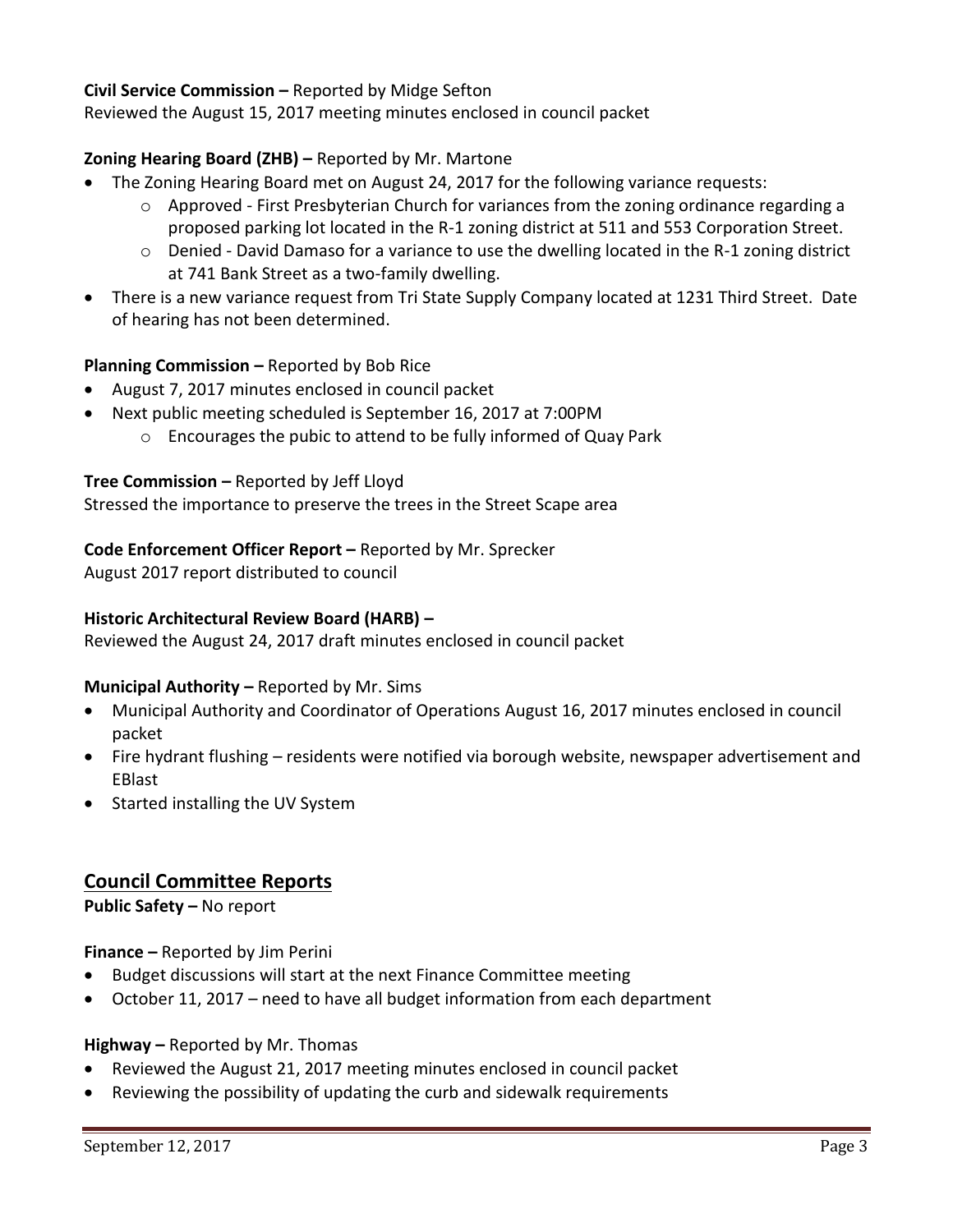**Civil Service Commission –** Reported by Midge Sefton

Reviewed the August 15, 2017 meeting minutes enclosed in council packet

**Zoning Hearing Board (ZHB) –** Reported by Mr. Martone

- The Zoning Hearing Board met on August 24, 2017 for the following variance requests:
  - Approved - First Presbyterian Church for variances from the zoning ordinance regarding a proposed parking lot located in the R-1 zoning district at 511 and 553 Corporation Street.
  - Denied - David Damaso for a variance to use the dwelling located in the R-1 zoning district at 741 Bank Street as a two-family dwelling.
- There is a new variance request from Tri State Supply Company located at 1231 Third Street. Date of hearing has not been determined.

**Planning Commission –** Reported by Bob Rice

- August 7, 2017 minutes enclosed in council packet
- Next public meeting scheduled is September 16, 2017 at 7:00PM
  - Encourages the pubic to attend to be fully informed of Quay Park

**Tree Commission –** Reported by Jeff Lloyd

Stressed the importance to preserve the trees in the Street Scape area

**Code Enforcement Officer Report –** Reported by Mr. Sprecker

August 2017 report distributed to council

**Historic Architectural Review Board (HARB) –**

Reviewed the August 24, 2017 draft minutes enclosed in council packet

**Municipal Authority –** Reported by Mr. Sims

- Municipal Authority and Coordinator of Operations August 16, 2017 minutes enclosed in council packet
- Fire hydrant flushing – residents were notified via borough website, newspaper advertisement and EBlast
- Started installing the UV System

## Council Committee Reports

**Public Safety –** No report

**Finance –** Reported by Jim Perini

- Budget discussions will start at the next Finance Committee meeting
- October 11, 2017 – need to have all budget information from each department

**Highway –** Reported by Mr. Thomas

- Reviewed the August 21, 2017 meeting minutes enclosed in council packet
- Reviewing the possibility of updating the curb and sidewalk requirements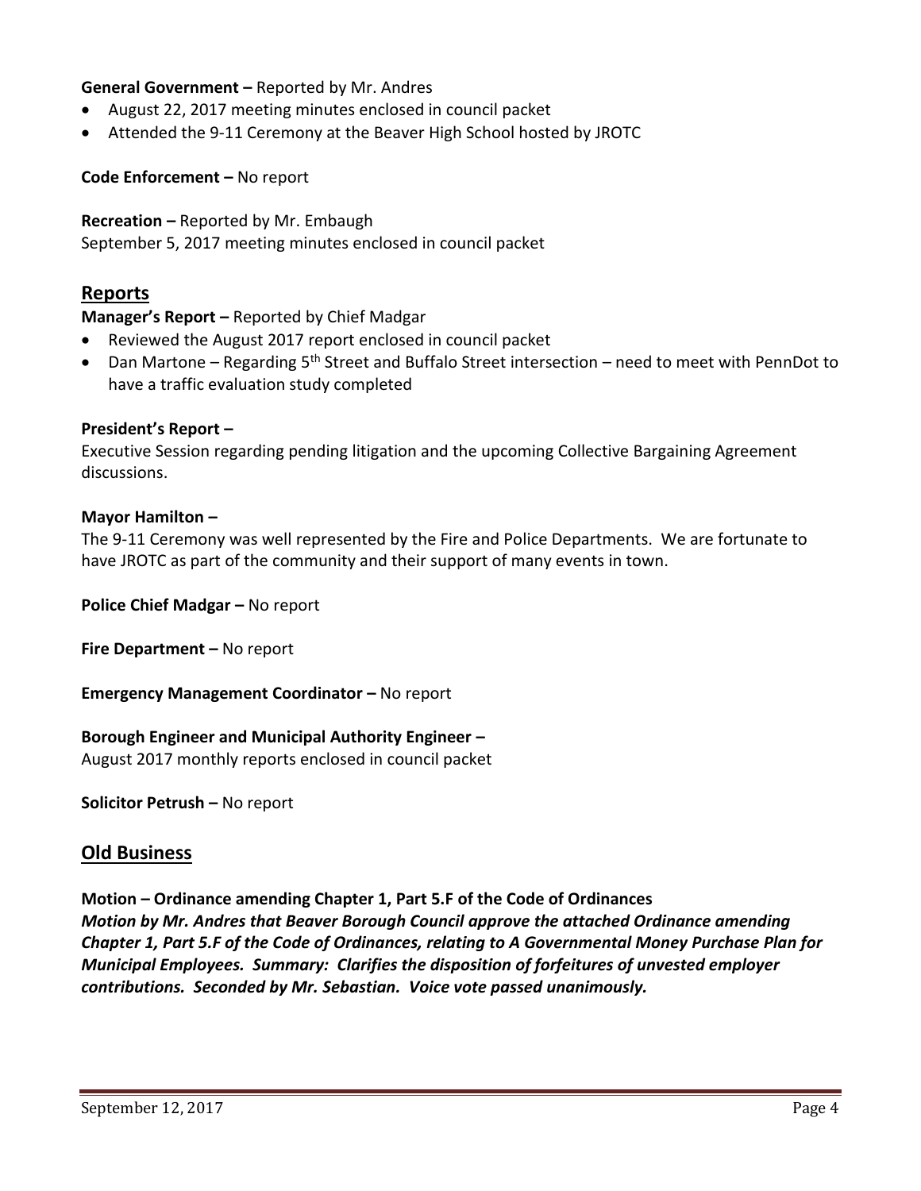**General Government –** Reported by Mr. Andres

- August 22, 2017 meeting minutes enclosed in council packet
- Attended the 9-11 Ceremony at the Beaver High School hosted by JROTC

**Code Enforcement –** No report

**Recreation –** Reported by Mr. Embaugh
September 5, 2017 meeting minutes enclosed in council packet

## Reports

**Manager's Report –** Reported by Chief Madgar

- Reviewed the August 2017 report enclosed in council packet
- Dan Martone – Regarding 5th Street and Buffalo Street intersection – need to meet with PennDot to have a traffic evaluation study completed

**President's Report –**
Executive Session regarding pending litigation and the upcoming Collective Bargaining Agreement discussions.

**Mayor Hamilton –**
The 9-11 Ceremony was well represented by the Fire and Police Departments. We are fortunate to have JROTC as part of the community and their support of many events in town.

**Police Chief Madgar –** No report

**Fire Department –** No report

**Emergency Management Coordinator –** No report

**Borough Engineer and Municipal Authority Engineer –**
August 2017 monthly reports enclosed in council packet

**Solicitor Petrush –** No report

## Old Business

**Motion – Ordinance amending Chapter 1, Part 5.F of the Code of Ordinances**
***Motion by Mr. Andres that Beaver Borough Council approve the attached Ordinance amending Chapter 1, Part 5.F of the Code of Ordinances, relating to A Governmental Money Purchase Plan for Municipal Employees. Summary: Clarifies the disposition of forfeitures of unvested employer contributions. Seconded by Mr. Sebastian. Voice vote passed unanimously.***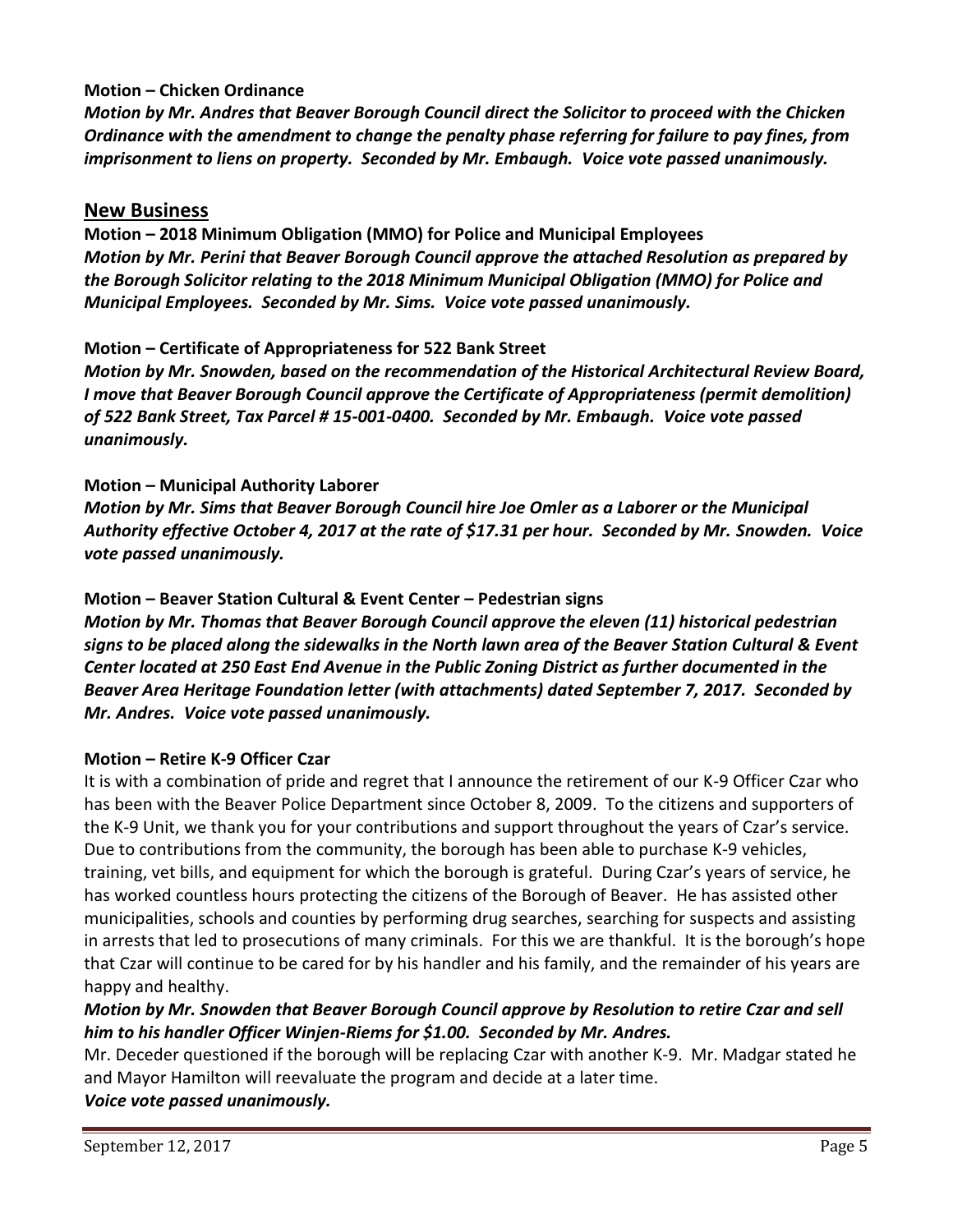**Motion – Chicken Ordinance**

***Motion by Mr. Andres that Beaver Borough Council direct the Solicitor to proceed with the Chicken Ordinance with the amendment to change the penalty phase referring for failure to pay fines, from imprisonment to liens on property. Seconded by Mr. Embaugh. Voice vote passed unanimously.***

## New Business

**Motion – 2018 Minimum Obligation (MMO) for Police and Municipal Employees**

***Motion by Mr. Perini that Beaver Borough Council approve the attached Resolution as prepared by the Borough Solicitor relating to the 2018 Minimum Municipal Obligation (MMO) for Police and Municipal Employees. Seconded by Mr. Sims. Voice vote passed unanimously.***

**Motion – Certificate of Appropriateness for 522 Bank Street**

***Motion by Mr. Snowden, based on the recommendation of the Historical Architectural Review Board, I move that Beaver Borough Council approve the Certificate of Appropriateness (permit demolition) of 522 Bank Street, Tax Parcel # 15-001-0400. Seconded by Mr. Embaugh. Voice vote passed unanimously.***

**Motion – Municipal Authority Laborer**

***Motion by Mr. Sims that Beaver Borough Council hire Joe Omler as a Laborer or the Municipal Authority effective October 4, 2017 at the rate of $17.31 per hour. Seconded by Mr. Snowden. Voice vote passed unanimously.***

**Motion – Beaver Station Cultural & Event Center – Pedestrian signs**

***Motion by Mr. Thomas that Beaver Borough Council approve the eleven (11) historical pedestrian signs to be placed along the sidewalks in the North lawn area of the Beaver Station Cultural & Event Center located at 250 East End Avenue in the Public Zoning District as further documented in the Beaver Area Heritage Foundation letter (with attachments) dated September 7, 2017. Seconded by Mr. Andres. Voice vote passed unanimously.***

**Motion – Retire K-9 Officer Czar**

It is with a combination of pride and regret that I announce the retirement of our K-9 Officer Czar who has been with the Beaver Police Department since October 8, 2009. To the citizens and supporters of the K-9 Unit, we thank you for your contributions and support throughout the years of Czar's service. Due to contributions from the community, the borough has been able to purchase K-9 vehicles, training, vet bills, and equipment for which the borough is grateful. During Czar's years of service, he has worked countless hours protecting the citizens of the Borough of Beaver. He has assisted other municipalities, schools and counties by performing drug searches, searching for suspects and assisting in arrests that led to prosecutions of many criminals. For this we are thankful. It is the borough's hope that Czar will continue to be cared for by his handler and his family, and the remainder of his years are happy and healthy.

***Motion by Mr. Snowden that Beaver Borough Council approve by Resolution to retire Czar and sell him to his handler Officer Winjen-Riems for $1.00. Seconded by Mr. Andres.***

Mr. Deceder questioned if the borough will be replacing Czar with another K-9. Mr. Madgar stated he and Mayor Hamilton will reevaluate the program and decide at a later time.

***Voice vote passed unanimously.***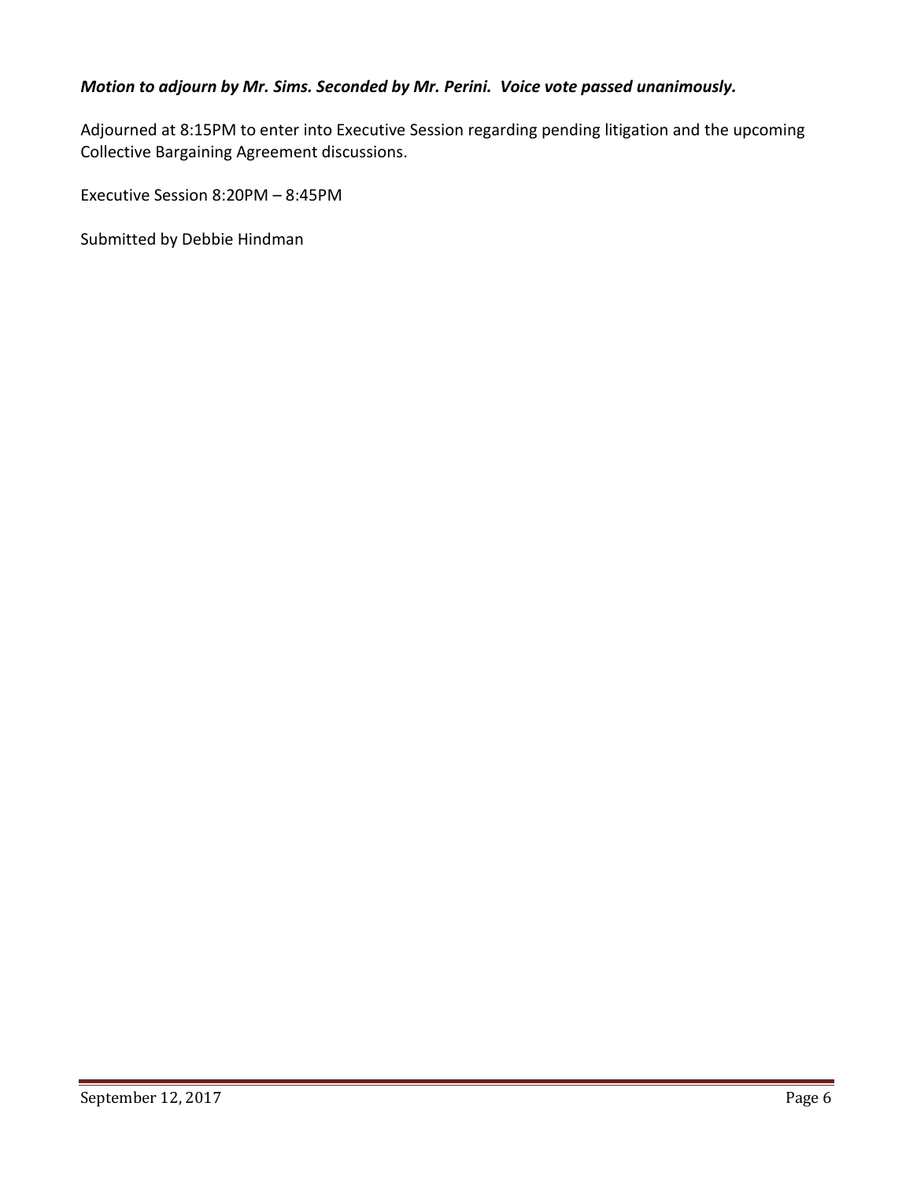***Motion to adjourn by Mr. Sims. Seconded by Mr. Perini. Voice vote passed unanimously.***

Adjourned at 8:15PM to enter into Executive Session regarding pending litigation and the upcoming Collective Bargaining Agreement discussions.

Executive Session 8:20PM – 8:45PM

Submitted by Debbie Hindman